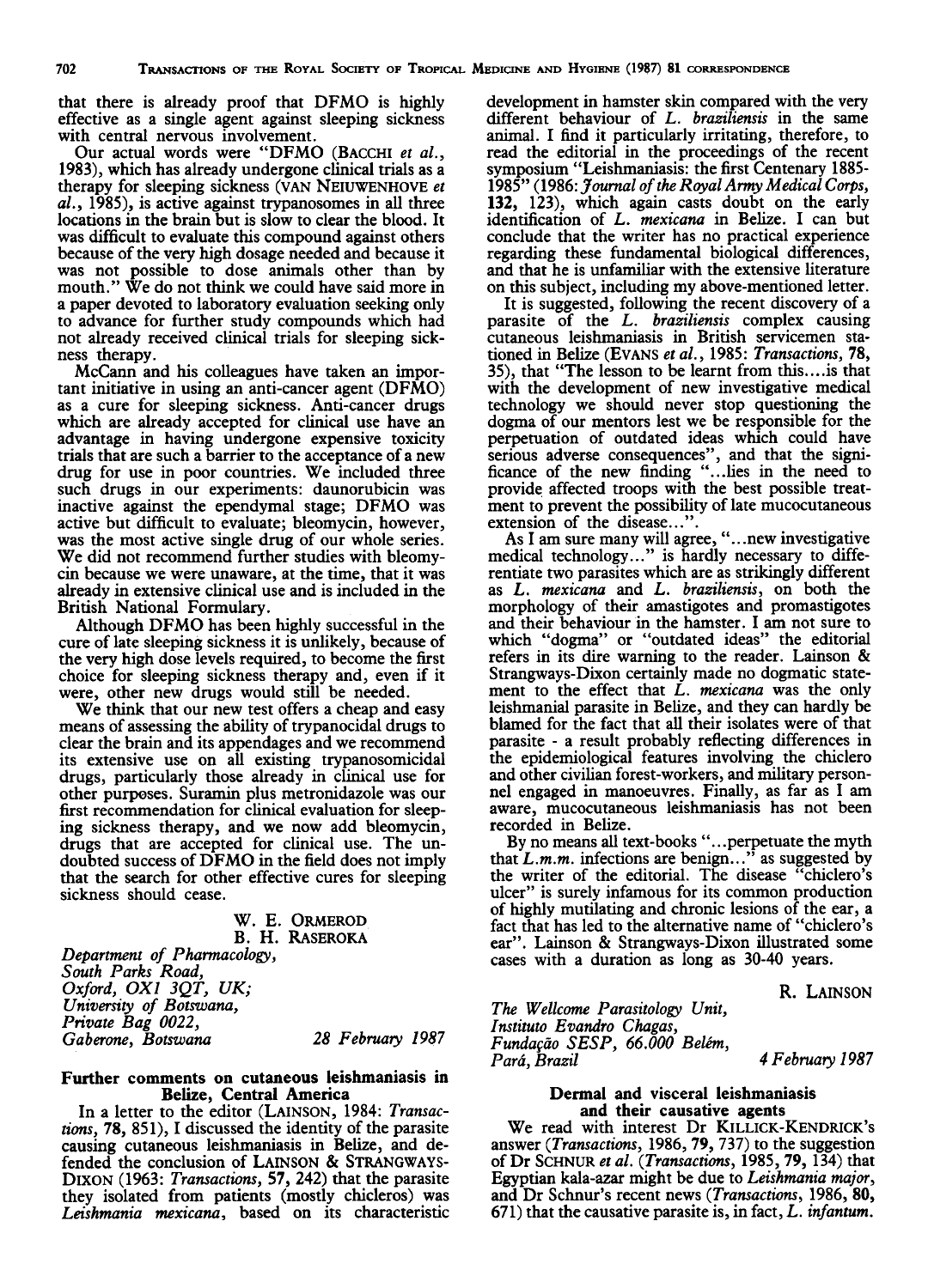that there is already proof that DFMO is highly effective as a single agent against sleeping sickness with central nervous involvement.

Our actual words were "DFMO (BACCHI *et al.*, 1983), which has already undergone clinical trials as a therapy for sleeping sickness (VAN NEIUWENHOVE *et al.*, 1985), is active against trypanosomes in all three locations in the brain but is slow to clear the blood. It was difficult to evaluate this compound against others because of the very high dosage needed and because it was not possible to dose animals other than by mouth." We do not think we could have said more in a paper devoted to laboratory evaluation seeking only to advance for further study compounds which had not already received clinical trials for sleeping sickness therapy.

McCann and his colleagues have taken an important initiative in using an anti-cancer agent (DFMO) as a cure for sleeping sickness. Anti-cancer drugs which are already accepted for clinical use have an advantage in having undergone expensive toxicity trials that are such a barrier to the acceptance of a new drug for use in poor countries. We included three such drugs in our experiments: daunorubicin was inactive against the ependymal stage; DFMO was active but difficult to evaluate; bleomycin, however, was the most active single drug of our whole series. We did not recommend further studies with bleomycin because we were unaware, at the time, that it was already in extensive clinical use and is included in the British National Formulary.

Although DFMO has been highly successful in the cure of late sleeping sickness it is unlikely, because of the very high dose levels required, to become the first choice for sleeping sickness therapy and, even if it were, other new drugs would still be needed.

We think that our new test offers a cheap and easy means of assessing the ability of trypanocidal drugs to clear the brain and its appendages and we recommend its extensive use on all existing trypanosomicidal drugs, particularly those already in clinical use for other purposes. Suramin plus metronidazole was our first recommendation for clinical evaluation for sleeping sickness therapy, and we now add bleomycin, drugs that are accepted for clinical use. The undoubted success of DFMO in the field does not imply that the search for other effective cures for sleeping sickness should cease.

W. E. ORMEROD
B. H. RASEROKA

*Department of Pharmacology,*
*South Parks Road,*
*Oxford, OX1 3QT, UK;*
*University of Botswana,*
*Private Bag 0022,*
*Gaberone, Botswana*

*28 February 1987*

## Further comments on cutaneous leishmaniasis in Belize, Central America

In a letter to the editor (LAINSON, 1984: *Transactions*, **78**, 851), I discussed the identity of the parasite causing cutaneous leishmaniasis in Belize, and defended the conclusion of LAINSON & STRANGWAYS-DIXON (1963: *Transactions*, **57**, 242) that the parasite they isolated from patients (mostly chicleros) was *Leishmania mexicana*, based on its characteristic development in hamster skin compared with the very different behaviour of *L. braziliensis* in the same animal. I find it particularly irritating, therefore, to read the editorial in the proceedings of the recent symposium "Leishmaniasis: the first Centenary 1885-1985" (1986: *Journal of the Royal Army Medical Corps*, **132**, 123), which again casts doubt on the early identification of *L. mexicana* in Belize. I can but conclude that the writer has no practical experience regarding these fundamental biological differences, and that he is unfamiliar with the extensive literature on this subject, including my above-mentioned letter.

It is suggested, following the recent discovery of a parasite of the *L. braziliensis* complex causing cutaneous leishmaniasis in British servicemen stationed in Belize (EVANS *et al.*, 1985: *Transactions*, **78**, 35), that "The lesson to be learnt from this....is that with the development of new investigative medical technology we should never stop questioning the dogma of our mentors lest we be responsible for the perpetuation of outdated ideas which could have serious adverse consequences", and that the significance of the new finding "...lies in the need to provide affected troops with the best possible treatment to prevent the possibility of late mucocutaneous extension of the disease...".

As I am sure many will agree, "...new investigative medical technology..." is hardly necessary to differentiate two parasites which are as strikingly different as *L. mexicana* and *L. braziliensis*, on both the morphology of their amastigotes and promastigotes and their behaviour in the hamster. I am not sure to which "dogma" or "outdated ideas" the editorial refers in its dire warning to the reader. Lainson & Strangways-Dixon certainly made no dogmatic statement to the effect that *L. mexicana* was the only leishmanial parasite in Belize, and they can hardly be blamed for the fact that all their isolates were of that parasite - a result probably reflecting differences in the epidemiological features involving the chiclero and other civilian forest-workers, and military personnel engaged in manoeuvres. Finally, as far as I am aware, mucocutaneous leishmaniasis has not been recorded in Belize.

By no means all text-books "...perpetuate the myth that *L.m.m.* infections are benign..." as suggested by the writer of the editorial. The disease "chiclero's ulcer" is surely infamous for its common production of highly mutilating and chronic lesions of the ear, a fact that has led to the alternative name of "chiclero's ear". Lainson & Strangways-Dixon illustrated some cases with a duration as long as 30-40 years.

R. LAINSON

*The Wellcome Parasitology Unit,*
*Instituto Evandro Chagas,*
*Fundação SESP, 66.000 Belém,*
*Pará, Brazil*

*4 February 1987*

## Dermal and visceral leishmaniasis and their causative agents

We read with interest Dr KILLICK-KENDRICK's answer (*Transactions*, 1986, **79**, 737) to the suggestion of Dr SCHNUR *et al.* (*Transactions*, 1985, **79**, 134) that Egyptian kala-azar might be due to *Leishmania major*, and Dr Schnur's recent news (*Transactions*, 1986, **80**, 671) that the causative parasite is, in fact, *L. infantum*.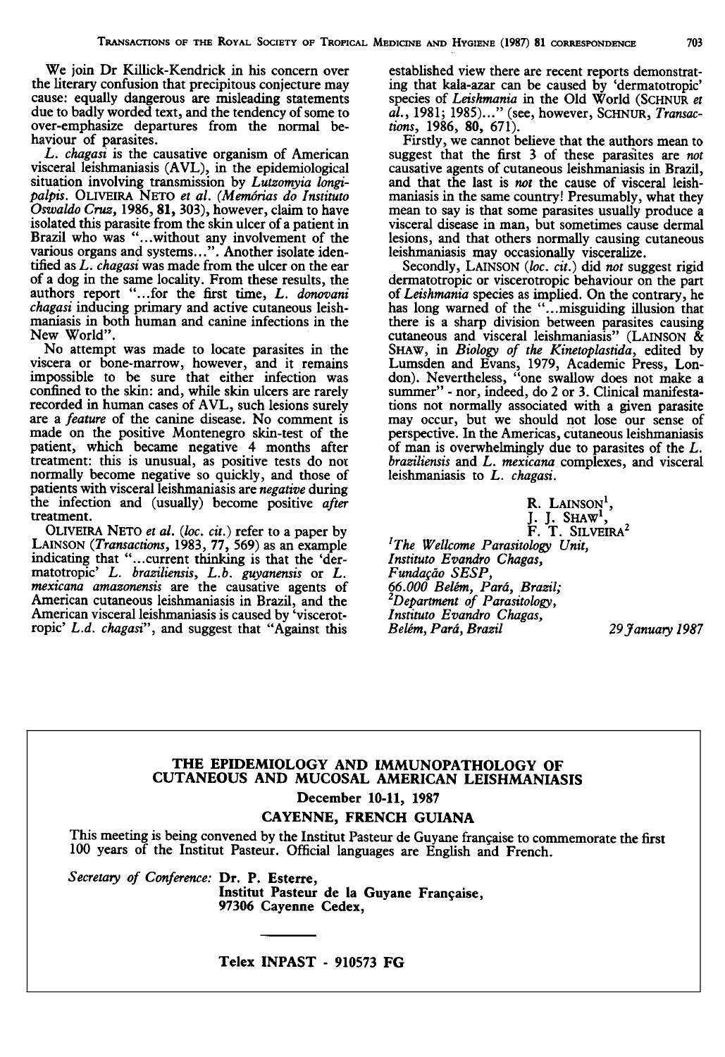We join Dr Killick-Kendrick in his concern over the literary confusion that precipitous conjecture may cause: equally dangerous are misleading statements due to badly worded text, and the tendency of some to over-emphasize departures from the normal behaviour of parasites.

*L. chagasi* is the causative organism of American visceral leishmaniasis (AVL), in the epidemiological situation involving transmission by *Lutzomyia longipalpis*. OLIVEIRA NETO *et al.* (*Memórias do Instituto Oswaldo Cruz*, 1986, **81**, 303), however, claim to have isolated this parasite from the skin ulcer of a patient in Brazil who was "...without any involvement of the various organs and systems...". Another isolate identified as *L. chagasi* was made from the ulcer on the ear of a dog in the same locality. From these results, the authors report "...for the first time, *L. donovani chagasi* inducing primary and active cutaneous leishmaniasis in both human and canine infections in the New World".

No attempt was made to locate parasites in the viscera or bone-marrow, however, and it remains impossible to be sure that either infection was confined to the skin: and, while skin ulcers are rarely recorded in human cases of AVL, such lesions surely are a *feature* of the canine disease. No comment is made on the positive Montenegro skin-test of the patient, which became negative 4 months after treatment: this is unusual, as positive tests do not normally become negative so quickly, and those of patients with visceral leishmaniasis are *negative* during the infection and (usually) become positive *after* treatment.

OLIVEIRA NETO *et al.* (*loc. cit.*) refer to a paper by LAINSON (*Transactions*, 1983, **77**, 569) as an example indicating that "...current thinking is that the 'dermatotropic' *L. braziliensis*, *L.b. guyanensis* or *L. mexicana amazonensis* are the causative agents of American cutaneous leishmaniasis in Brazil, and the American visceral leishmaniasis is caused by 'viscerotropic' *L.d. chagasi*", and suggest that "Against this established view there are recent reports demonstrating that kala-azar can be caused by 'dermatotropic' species of *Leishmania* in the Old World (SCHNUR *et al.*, 1981; 1985)..." (see, however, SCHNUR, *Transactions*, 1986, **80**, 671).

Firstly, we cannot believe that the authors mean to suggest that the first 3 of these parasites are *not* causative agents of cutaneous leishmaniasis in Brazil, and that the last is *not* the cause of visceral leishmaniasis in the same country! Presumably, what they mean to say is that some parasites usually produce a visceral disease in man, but sometimes cause dermal lesions, and that others normally causing cutaneous leishmaniasis may occasionally visceralize.

Secondly, LAINSON (*loc. cit.*) did *not* suggest rigid dermatotropic or viscerotropic behaviour on the part of *Leishmania* species as implied. On the contrary, he has long warned of the "...misguiding illusion that there is a sharp division between parasites causing cutaneous and visceral leishmaniasis" (LAINSON & SHAW, in *Biology of the Kinetoplastida*, edited by Lumsden and Evans, 1979, Academic Press, London). Nevertheless, "one swallow does not make a summer" - nor, indeed, do 2 or 3. Clinical manifestations not normally associated with a given parasite may occur, but we should not lose our sense of perspective. In the Americas, cutaneous leishmaniasis of man is overwhelmingly due to parasites of the *L. braziliensis* and *L. mexicana* complexes, and visceral leishmaniasis to *L. chagasi*.

R. LAINSON[1],
J. J. SHAW[1],
F. T. SILVEIRA[2]

[1]*The Wellcome Parasitology Unit, Instituto Evandro Chagas, Fundação SESP, 66.000 Belém, Pará, Brazil;*
[2]*Department of Parasitology, Instituto Evandro Chagas, Belém, Pará, Brazil*

*29 January 1987*

---

**THE EPIDEMIOLOGY AND IMMUNOPATHOLOGY OF CUTANEOUS AND MUCOSAL AMERICAN LEISHMANIASIS**

**December 10-11, 1987**

**CAYENNE, FRENCH GUIANA**

This meeting is being convened by the Institut Pasteur de Guyane française to commemorate the first 100 years of the Institut Pasteur. Official languages are English and French.

*Secretary of Conference:* **Dr. P. Esterre,**
**Institut Pasteur de la Guyane Française,**
**97306 Cayenne Cedex,**

**Telex INPAST - 910573 FG**